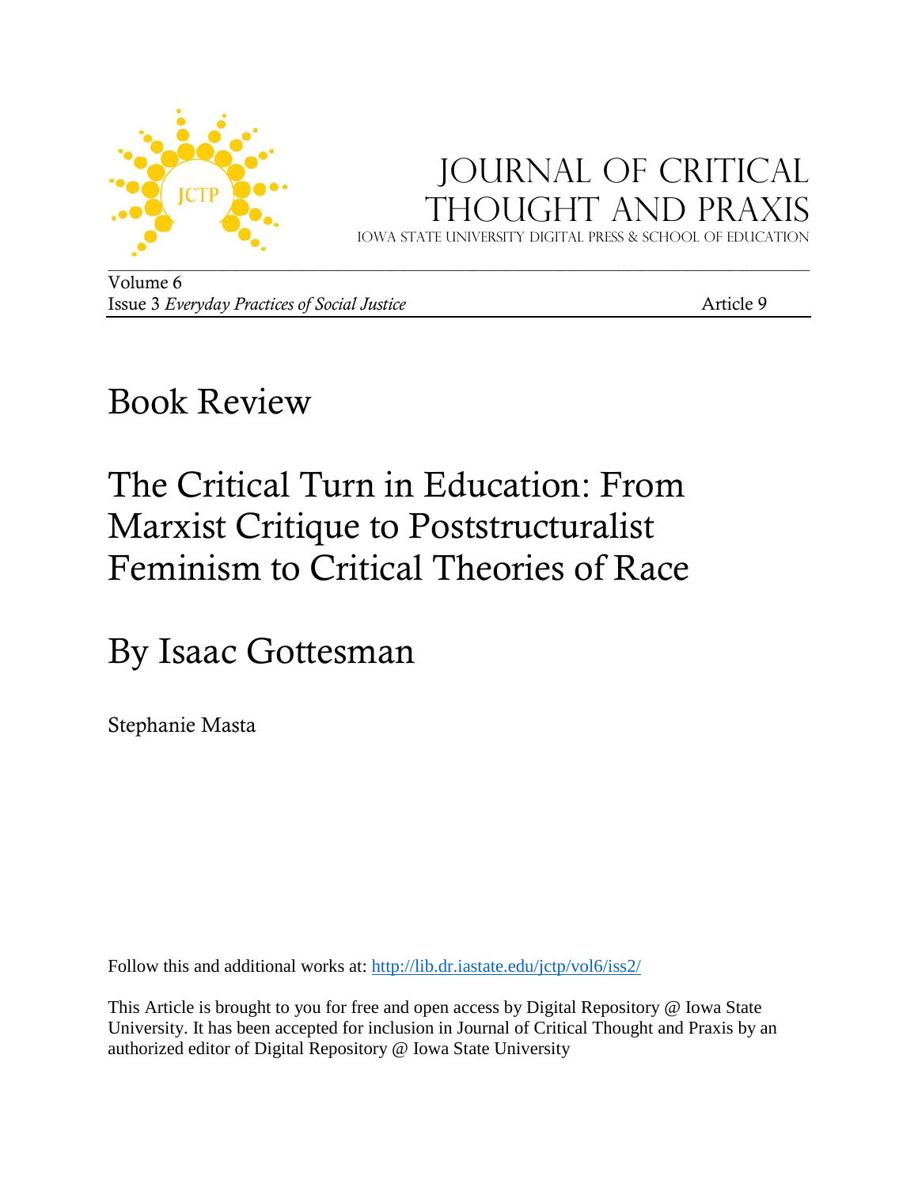# Journal of Critical Thought and Praxis

Iowa State University Digital Press & School of Education

Volume 6
Issue 3 *Everyday Practices of Social Justice* Article 9

## Book Review

# The Critical Turn in Education: From Marxist Critique to Poststructuralist Feminism to Critical Theories of Race

## By Isaac Gottesman

Stephanie Masta

Follow this and additional works at: http://lib.dr.iastate.edu/jctp/vol6/iss2/

This Article is brought to you for free and open access by Digital Repository @ Iowa State University. It has been accepted for inclusion in Journal of Critical Thought and Praxis by an authorized editor of Digital Repository @ Iowa State University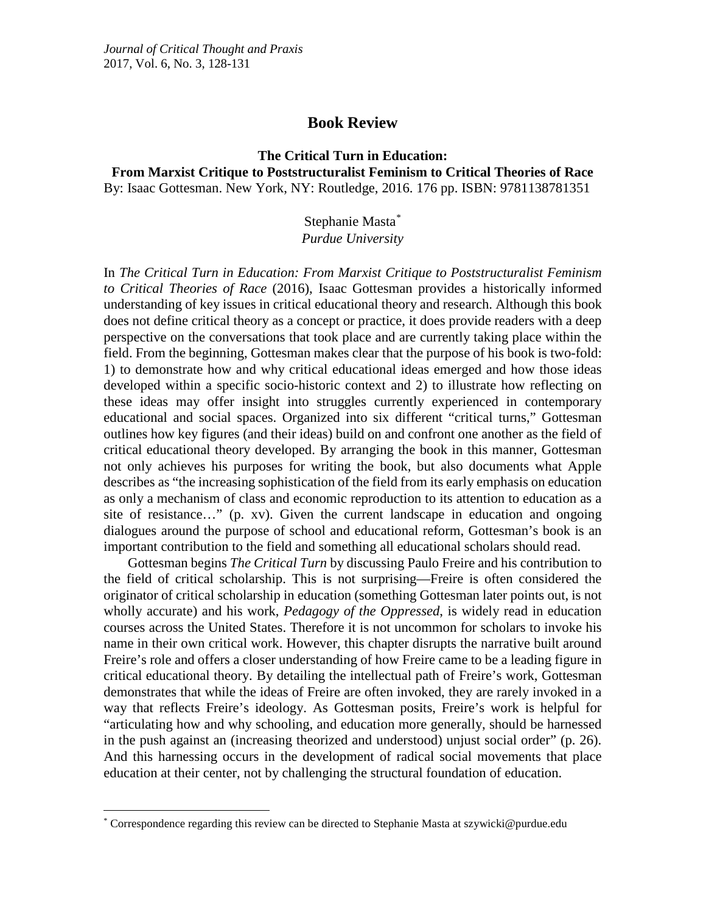# Book Review

**The Critical Turn in Education:**
**From Marxist Critique to Poststructuralist Feminism to Critical Theories of Race**
By: Isaac Gottesman. New York, NY: Routledge, 2016. 176 pp. ISBN: 9781138781351

Stephanie Masta[*]
*Purdue University*

In *The Critical Turn in Education: From Marxist Critique to Poststructuralist Feminism to Critical Theories of Race* (2016), Isaac Gottesman provides a historically informed understanding of key issues in critical educational theory and research. Although this book does not define critical theory as a concept or practice, it does provide readers with a deep perspective on the conversations that took place and are currently taking place within the field. From the beginning, Gottesman makes clear that the purpose of his book is two-fold: 1) to demonstrate how and why critical educational ideas emerged and how those ideas developed within a specific socio-historic context and 2) to illustrate how reflecting on these ideas may offer insight into struggles currently experienced in contemporary educational and social spaces. Organized into six different "critical turns," Gottesman outlines how key figures (and their ideas) build on and confront one another as the field of critical educational theory developed. By arranging the book in this manner, Gottesman not only achieves his purposes for writing the book, but also documents what Apple describes as "the increasing sophistication of the field from its early emphasis on education as only a mechanism of class and economic reproduction to its attention to education as a site of resistance…" (p. xv). Given the current landscape in education and ongoing dialogues around the purpose of school and educational reform, Gottesman's book is an important contribution to the field and something all educational scholars should read.

Gottesman begins *The Critical Turn* by discussing Paulo Freire and his contribution to the field of critical scholarship. This is not surprising—Freire is often considered the originator of critical scholarship in education (something Gottesman later points out, is not wholly accurate) and his work, *Pedagogy of the Oppressed*, is widely read in education courses across the United States. Therefore it is not uncommon for scholars to invoke his name in their own critical work. However, this chapter disrupts the narrative built around Freire's role and offers a closer understanding of how Freire came to be a leading figure in critical educational theory. By detailing the intellectual path of Freire's work, Gottesman demonstrates that while the ideas of Freire are often invoked, they are rarely invoked in a way that reflects Freire's ideology. As Gottesman posits, Freire's work is helpful for "articulating how and why schooling, and education more generally, should be harnessed in the push against an (increasing theorized and understood) unjust social order" (p. 26). And this harnessing occurs in the development of radical social movements that place education at their center, not by challenging the structural foundation of education.

---

[*] Correspondence regarding this review can be directed to Stephanie Masta at szywicki@purdue.edu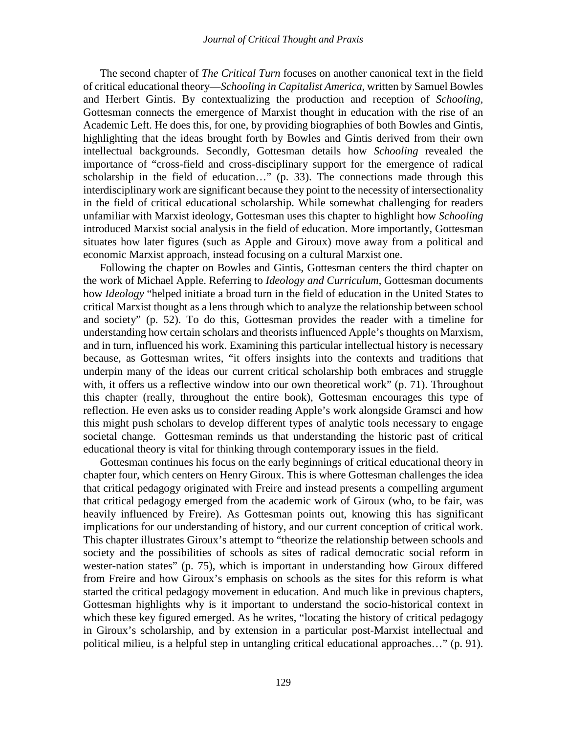The second chapter of *The Critical Turn* focuses on another canonical text in the field of critical educational theory—*Schooling in Capitalist America*, written by Samuel Bowles and Herbert Gintis. By contextualizing the production and reception of *Schooling*, Gottesman connects the emergence of Marxist thought in education with the rise of an Academic Left. He does this, for one, by providing biographies of both Bowles and Gintis, highlighting that the ideas brought forth by Bowles and Gintis derived from their own intellectual backgrounds. Secondly, Gottesman details how *Schooling* revealed the importance of "cross-field and cross-disciplinary support for the emergence of radical scholarship in the field of education…" (p. 33). The connections made through this interdisciplinary work are significant because they point to the necessity of intersectionality in the field of critical educational scholarship. While somewhat challenging for readers unfamiliar with Marxist ideology, Gottesman uses this chapter to highlight how *Schooling* introduced Marxist social analysis in the field of education. More importantly, Gottesman situates how later figures (such as Apple and Giroux) move away from a political and economic Marxist approach, instead focusing on a cultural Marxist one.

Following the chapter on Bowles and Gintis, Gottesman centers the third chapter on the work of Michael Apple. Referring to *Ideology and Curriculum*, Gottesman documents how *Ideology* "helped initiate a broad turn in the field of education in the United States to critical Marxist thought as a lens through which to analyze the relationship between school and society" (p. 52). To do this, Gottesman provides the reader with a timeline for understanding how certain scholars and theorists influenced Apple's thoughts on Marxism, and in turn, influenced his work. Examining this particular intellectual history is necessary because, as Gottesman writes, "it offers insights into the contexts and traditions that underpin many of the ideas our current critical scholarship both embraces and struggle with, it offers us a reflective window into our own theoretical work" (p. 71). Throughout this chapter (really, throughout the entire book), Gottesman encourages this type of reflection. He even asks us to consider reading Apple's work alongside Gramsci and how this might push scholars to develop different types of analytic tools necessary to engage societal change. Gottesman reminds us that understanding the historic past of critical educational theory is vital for thinking through contemporary issues in the field.

Gottesman continues his focus on the early beginnings of critical educational theory in chapter four, which centers on Henry Giroux. This is where Gottesman challenges the idea that critical pedagogy originated with Freire and instead presents a compelling argument that critical pedagogy emerged from the academic work of Giroux (who, to be fair, was heavily influenced by Freire). As Gottesman points out, knowing this has significant implications for our understanding of history, and our current conception of critical work. This chapter illustrates Giroux's attempt to "theorize the relationship between schools and society and the possibilities of schools as sites of radical democratic social reform in wester-nation states" (p. 75), which is important in understanding how Giroux differed from Freire and how Giroux's emphasis on schools as the sites for this reform is what started the critical pedagogy movement in education. And much like in previous chapters, Gottesman highlights why is it important to understand the socio-historical context in which these key figured emerged. As he writes, "locating the history of critical pedagogy in Giroux's scholarship, and by extension in a particular post-Marxist intellectual and political milieu, is a helpful step in untangling critical educational approaches…" (p. 91).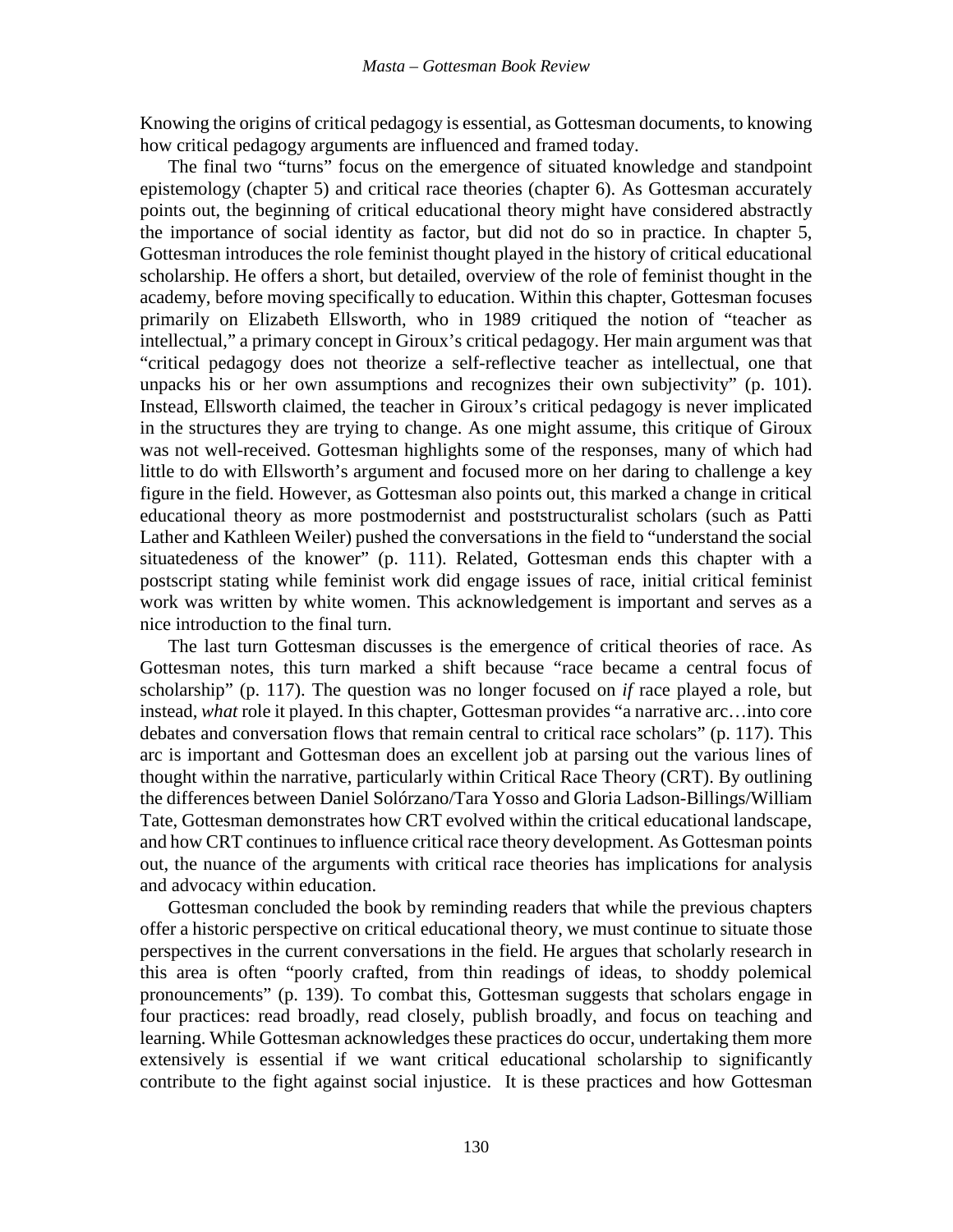Knowing the origins of critical pedagogy is essential, as Gottesman documents, to knowing how critical pedagogy arguments are influenced and framed today.

The final two "turns" focus on the emergence of situated knowledge and standpoint epistemology (chapter 5) and critical race theories (chapter 6). As Gottesman accurately points out, the beginning of critical educational theory might have considered abstractly the importance of social identity as factor, but did not do so in practice. In chapter 5, Gottesman introduces the role feminist thought played in the history of critical educational scholarship. He offers a short, but detailed, overview of the role of feminist thought in the academy, before moving specifically to education. Within this chapter, Gottesman focuses primarily on Elizabeth Ellsworth, who in 1989 critiqued the notion of "teacher as intellectual," a primary concept in Giroux's critical pedagogy. Her main argument was that "critical pedagogy does not theorize a self-reflective teacher as intellectual, one that unpacks his or her own assumptions and recognizes their own subjectivity" (p. 101). Instead, Ellsworth claimed, the teacher in Giroux's critical pedagogy is never implicated in the structures they are trying to change. As one might assume, this critique of Giroux was not well-received. Gottesman highlights some of the responses, many of which had little to do with Ellsworth's argument and focused more on her daring to challenge a key figure in the field. However, as Gottesman also points out, this marked a change in critical educational theory as more postmodernist and poststructuralist scholars (such as Patti Lather and Kathleen Weiler) pushed the conversations in the field to "understand the social situatedeness of the knower" (p. 111). Related, Gottesman ends this chapter with a postscript stating while feminist work did engage issues of race, initial critical feminist work was written by white women. This acknowledgement is important and serves as a nice introduction to the final turn.

The last turn Gottesman discusses is the emergence of critical theories of race. As Gottesman notes, this turn marked a shift because "race became a central focus of scholarship" (p. 117). The question was no longer focused on *if* race played a role, but instead, *what* role it played. In this chapter, Gottesman provides "a narrative arc…into core debates and conversation flows that remain central to critical race scholars" (p. 117). This arc is important and Gottesman does an excellent job at parsing out the various lines of thought within the narrative, particularly within Critical Race Theory (CRT). By outlining the differences between Daniel Solórzano/Tara Yosso and Gloria Ladson-Billings/William Tate, Gottesman demonstrates how CRT evolved within the critical educational landscape, and how CRT continues to influence critical race theory development. As Gottesman points out, the nuance of the arguments with critical race theories has implications for analysis and advocacy within education.

Gottesman concluded the book by reminding readers that while the previous chapters offer a historic perspective on critical educational theory, we must continue to situate those perspectives in the current conversations in the field. He argues that scholarly research in this area is often "poorly crafted, from thin readings of ideas, to shoddy polemical pronouncements" (p. 139). To combat this, Gottesman suggests that scholars engage in four practices: read broadly, read closely, publish broadly, and focus on teaching and learning. While Gottesman acknowledges these practices do occur, undertaking them more extensively is essential if we want critical educational scholarship to significantly contribute to the fight against social injustice. It is these practices and how Gottesman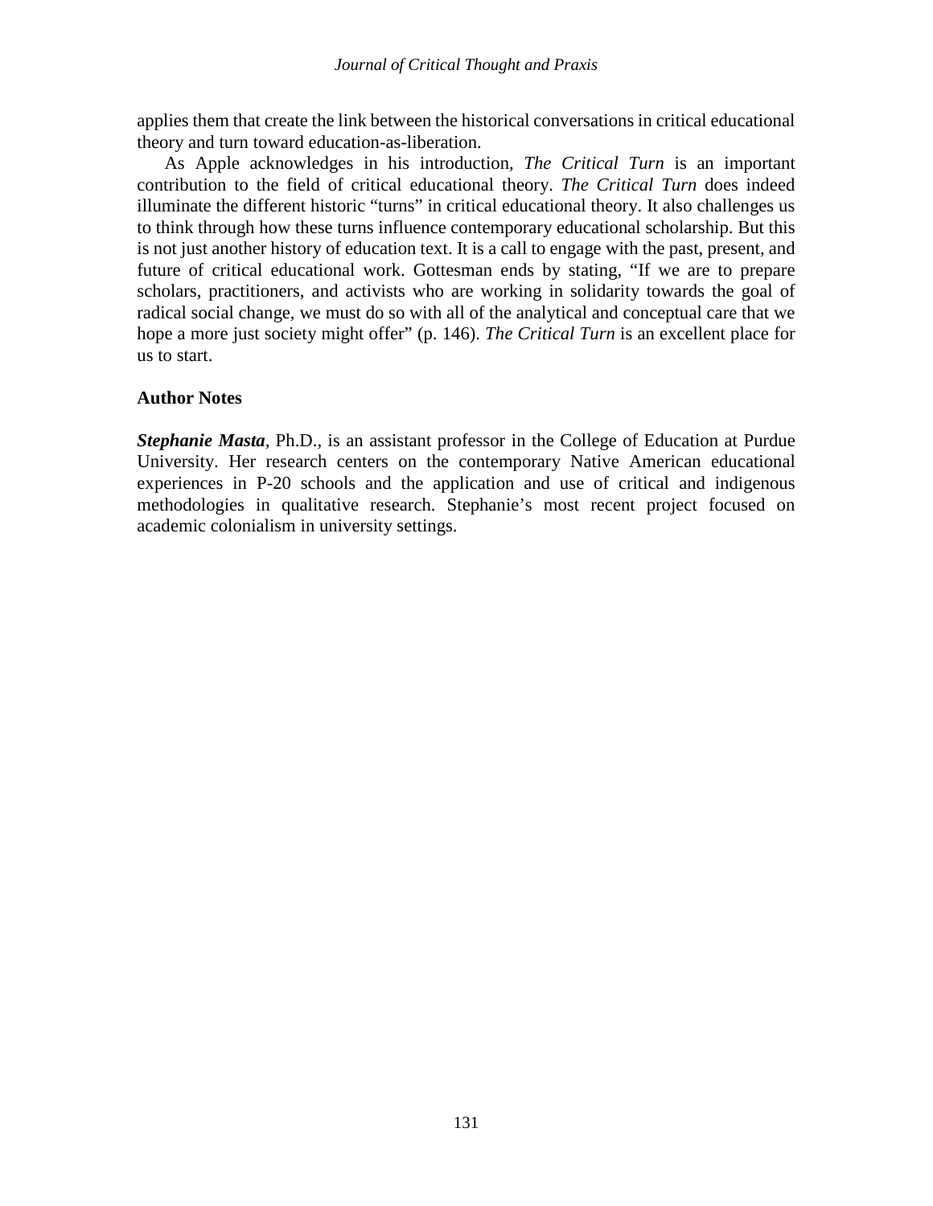applies them that create the link between the historical conversations in critical educational theory and turn toward education-as-liberation.

As Apple acknowledges in his introduction, *The Critical Turn* is an important contribution to the field of critical educational theory. *The Critical Turn* does indeed illuminate the different historic "turns" in critical educational theory. It also challenges us to think through how these turns influence contemporary educational scholarship. But this is not just another history of education text. It is a call to engage with the past, present, and future of critical educational work. Gottesman ends by stating, "If we are to prepare scholars, practitioners, and activists who are working in solidarity towards the goal of radical social change, we must do so with all of the analytical and conceptual care that we hope a more just society might offer" (p. 146). *The Critical Turn* is an excellent place for us to start.

## Author Notes

***Stephanie Masta***, Ph.D., is an assistant professor in the College of Education at Purdue University. Her research centers on the contemporary Native American educational experiences in P-20 schools and the application and use of critical and indigenous methodologies in qualitative research. Stephanie's most recent project focused on academic colonialism in university settings.